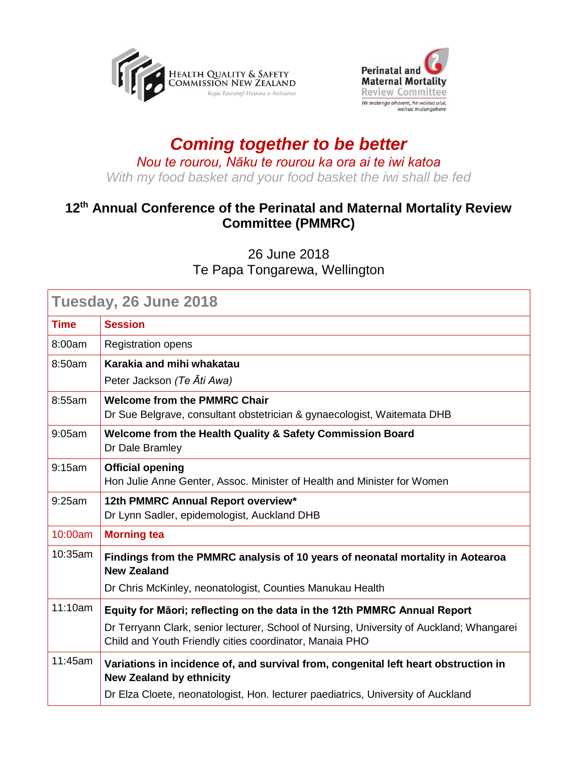HEALTH QUALITY & SAFETY COMMISSION NEW ZEALAND
*Kupu Taurangi Hauora o Aotearoa*

Perinatal and Maternal Mortality Review Committee
*He matenga ohorere, he wairua uiui, wairua mutungakore*

# *Coming together to be better*

*Nou te rourou, Nāku te rourou ka ora ai te iwi katoa*

*With my food basket and your food basket the iwi shall be fed*

## 12th Annual Conference of the Perinatal and Maternal Mortality Review Committee (PMMRC)

26 June 2018

Te Papa Tongarewa, Wellington

| **Tuesday, 26 June 2018** | |
|---|---|
| **Time** | **Session** |
| 8:00am | Registration opens |
| 8:50am | **Karakia and mihi whakatau**<br>Peter Jackson *(Te Āti Awa)* |
| 8:55am | **Welcome from the PMMRC Chair**<br>Dr Sue Belgrave, consultant obstetrician & gynaecologist, Waitemata DHB |
| 9:05am | **Welcome from the Health Quality & Safety Commission Board**<br>Dr Dale Bramley |
| 9:15am | **Official opening**<br>Hon Julie Anne Genter, Assoc. Minister of Health and Minister for Women |
| 9:25am | **12th PMMRC Annual Report overview***<br>Dr Lynn Sadler, epidemologist, Auckland DHB |
| 10:00am | **Morning tea** |
| 10:35am | **Findings from the PMMRC analysis of 10 years of neonatal mortality in Aotearoa New Zealand**<br>Dr Chris McKinley, neonatologist, Counties Manukau Health |
| 11:10am | **Equity for Māori; reflecting on the data in the 12th PMMRC Annual Report**<br>Dr Terryann Clark, senior lecturer, School of Nursing, University of Auckland; Whangarei Child and Youth Friendly cities coordinator, Manaia PHO |
| 11:45am | **Variations in incidence of, and survival from, congenital left heart obstruction in New Zealand by ethnicity**<br>Dr Elza Cloete, neonatologist, Hon. lecturer paediatrics, University of Auckland |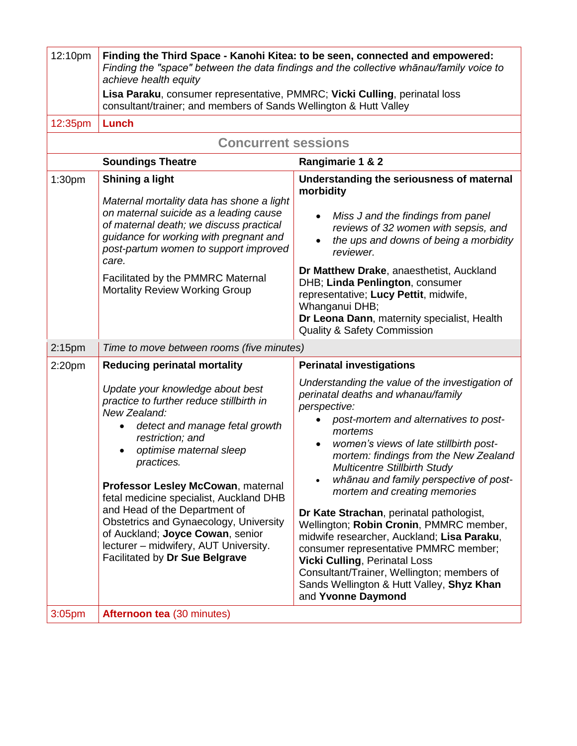| | | |
|---|---|---|
| 12:10pm | **Finding the Third Space - Kanohi Kitea: to be seen, connected and empowered:** *Finding the "space" between the data findings and the collective whānau/family voice to achieve health equity*<br><br>**Lisa Paraku**, consumer representative, PMMRC; **Vicki Culling**, perinatal loss consultant/trainer; and members of Sands Wellington & Hutt Valley | |
| 12:35pm | **Lunch** | |
| | **Concurrent sessions** | |
| | **Soundings Theatre** | **Rangimarie 1 & 2** |
| 1:30pm | **Shining a light**<br><br>*Maternal mortality data has shone a light on maternal suicide as a leading cause of maternal death; we discuss practical guidance for working with pregnant and post-partum women to support improved care.*<br><br>Facilitated by the PMMRC Maternal Mortality Review Working Group | **Understanding the seriousness of maternal morbidity**<br><br>• *Miss J and the findings from panel reviews of 32 women with sepsis, and*<br>• *the ups and downs of being a morbidity reviewer.*<br><br>**Dr Matthew Drake**, anaesthetist, Auckland DHB; **Linda Penlington**, consumer representative; **Lucy Pettit**, midwife, Whanganui DHB;<br>**Dr Leona Dann**, maternity specialist, Health Quality & Safety Commission |
| 2:15pm | *Time to move between rooms (five minutes)* | |
| 2:20pm | **Reducing perinatal mortality**<br><br>*Update your knowledge about best practice to further reduce stillbirth in New Zealand:*<br>• *detect and manage fetal growth restriction; and*<br>• *optimise maternal sleep practices.*<br><br>**Professor Lesley McCowan**, maternal fetal medicine specialist, Auckland DHB and Head of the Department of Obstetrics and Gynaecology, University of Auckland; **Joyce Cowan**, senior lecturer – midwifery, AUT University. Facilitated by **Dr Sue Belgrave** | **Perinatal investigations**<br><br>*Understanding the value of the investigation of perinatal deaths and whanau/family perspective:*<br>• *post-mortem and alternatives to post-mortems*<br>• *women's views of late stillbirth post-mortem: findings from the New Zealand Multicentre Stillbirth Study*<br>• *whānau and family perspective of post-mortem and creating memories*<br><br>**Dr Kate Strachan**, perinatal pathologist, Wellington; **Robin Cronin**, PMMRC member, midwife researcher, Auckland; **Lisa Paraku**, consumer representative PMMRC member; **Vicki Culling**, Perinatal Loss Consultant/Trainer, Wellington; members of Sands Wellington & Hutt Valley, **Shyz Khan** and **Yvonne Daymond** |
| 3:05pm | **Afternoon tea** (30 minutes) | |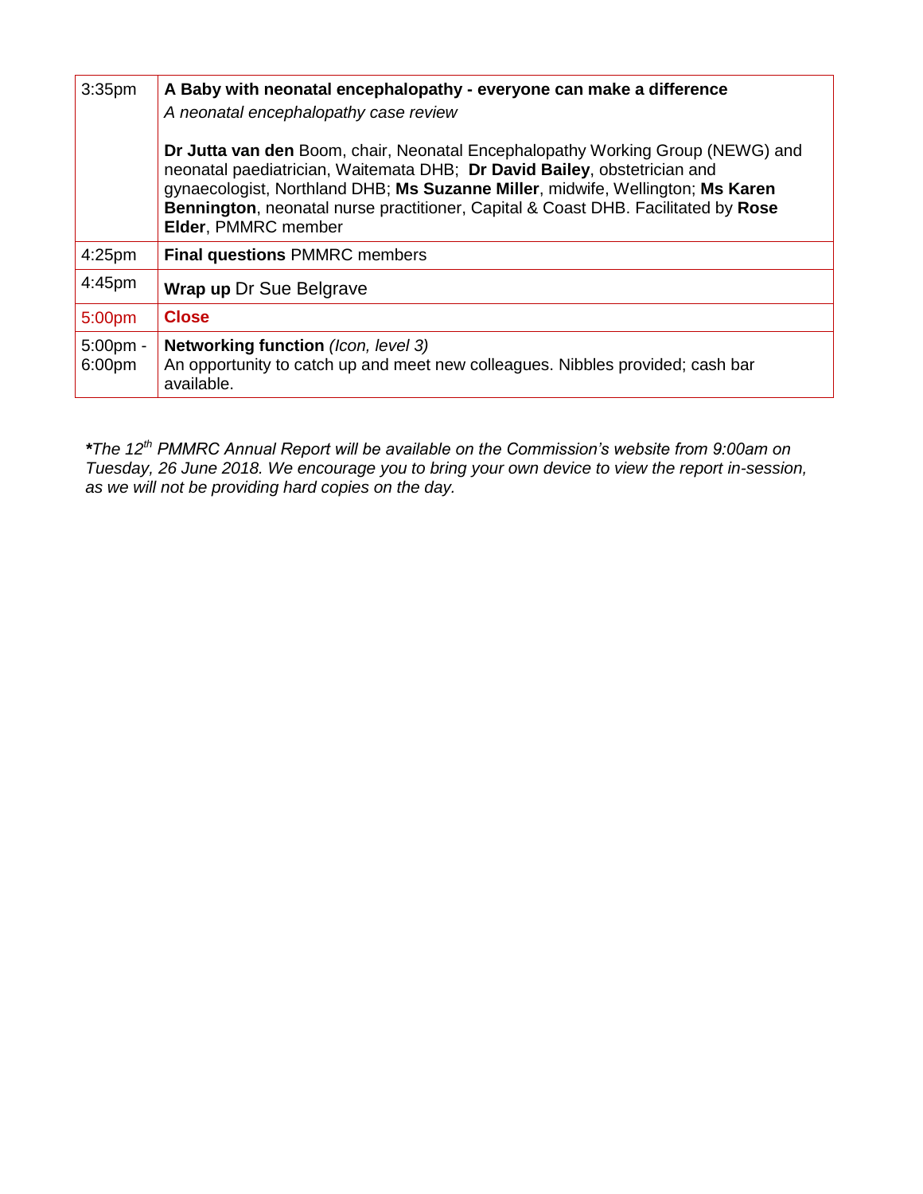| | |
|---|---|
| 3:35pm | **A Baby with neonatal encephalopathy - everyone can make a difference**<br>*A neonatal encephalopathy case review*<br><br>**Dr Jutta van den** Boom, chair, Neonatal Encephalopathy Working Group (NEWG) and neonatal paediatrician, Waitemata DHB; **Dr David Bailey**, obstetrician and gynaecologist, Northland DHB; **Ms Suzanne Miller**, midwife, Wellington; **Ms Karen Bennington**, neonatal nurse practitioner, Capital & Coast DHB. Facilitated by **Rose Elder**, PMMRC member |
| 4:25pm | **Final questions** PMMRC members |
| 4:45pm | **Wrap up** Dr Sue Belgrave |
| 5:00pm | **Close** |
| 5:00pm - 6:00pm | **Networking function** *(Icon, level 3)*<br>An opportunity to catch up and meet new colleagues. Nibbles provided; cash bar available. |

***The 12th PMMRC Annual Report will be available on the Commission's website from 9:00am on Tuesday, 26 June 2018. We encourage you to bring your own device to view the report in-session, as we will not be providing hard copies on the day.***